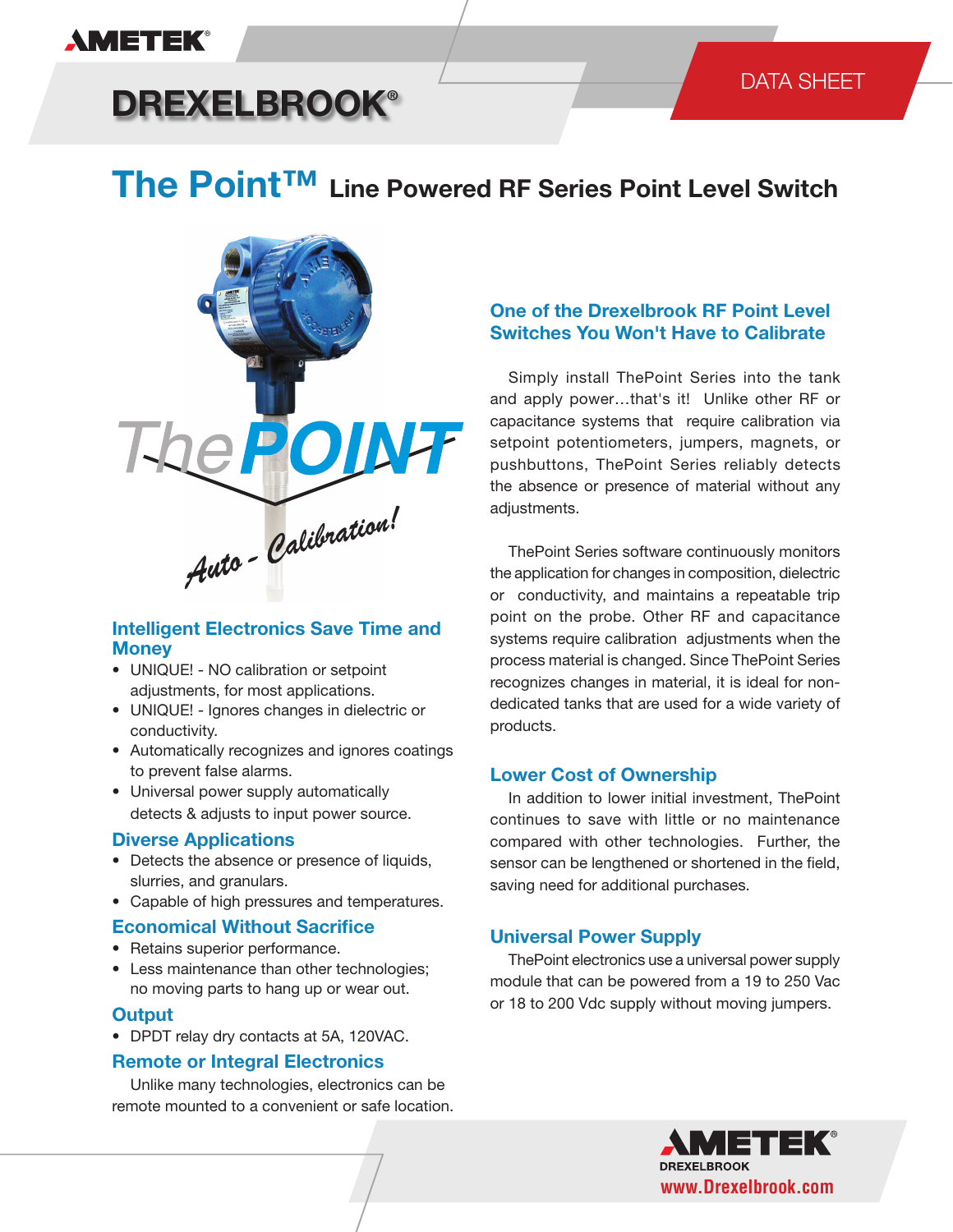AMETEK

DREXELBROOK®

DATA SHEET

# The Point™ Line Powered RF Series Point Level Switch

TheP OINT Auto - Calibration!

## Intelligent Electronics Save Time and Money

- UNIQUE! - NO calibration or setpoint adjustments, for most applications.
- UNIQUE! - Ignores changes in dielectric or conductivity.
- Automatically recognizes and ignores coatings to prevent false alarms.
- Universal power supply automatically detects & adjusts to input power source.

## Diverse Applications

- Detects the absence or presence of liquids, slurries, and granulars.
- Capable of high pressures and temperatures.

## Economical Without Sacrifice

- Retains superior performance.
- Less maintenance than other technologies; no moving parts to hang up or wear out.

## Output

- DPDT relay dry contacts at 5A, 120VAC.

## Remote or Integral Electronics

Unlike many technologies, electronics can be remote mounted to a convenient or safe location.

## One of the Drexelbrook RF Point Level Switches You Won't Have to Calibrate

Simply install ThePoint Series into the tank and apply power…that's it! Unlike other RF or capacitance systems that require calibration via setpoint potentiometers, jumpers, magnets, or pushbuttons, ThePoint Series reliably detects the absence or presence of material without any adjustments.

ThePoint Series software continuously monitors the application for changes in composition, dielectric or conductivity, and maintains a repeatable trip point on the probe. Other RF and capacitance systems require calibration adjustments when the process material is changed. Since ThePoint Series recognizes changes in material, it is ideal for non-dedicated tanks that are used for a wide variety of products.

## Lower Cost of Ownership

In addition to lower initial investment, ThePoint continues to save with little or no maintenance compared with other technologies. Further, the sensor can be lengthened or shortened in the field, saving need for additional purchases.

## Universal Power Supply

ThePoint electronics use a universal power supply module that can be powered from a 19 to 250 Vac or 18 to 200 Vdc supply without moving jumpers.

AMETEK®
DREXELBROOK
www.Drexelbrook.com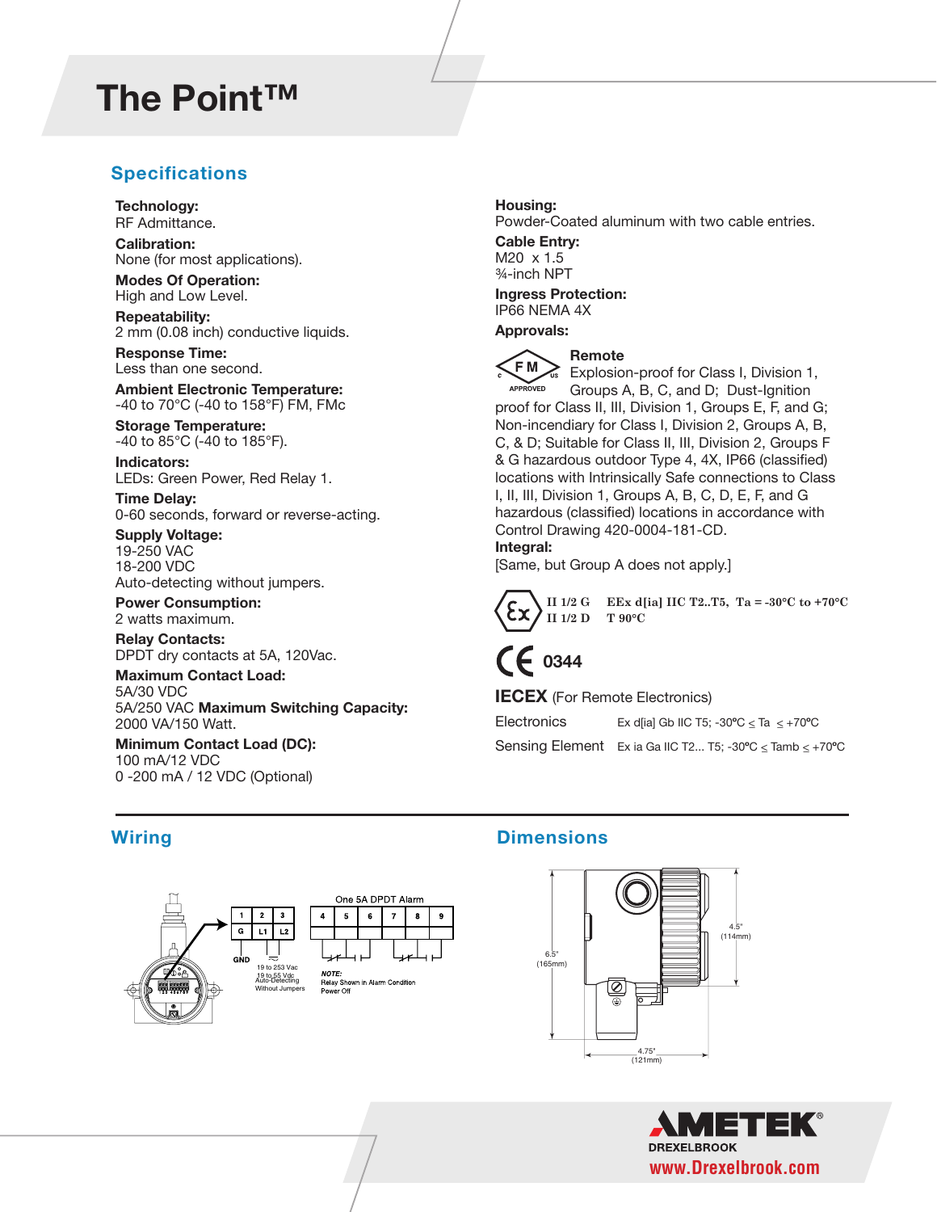# The Point™

## Specifications

**Technology:**
RF Admittance.

**Calibration:**
None (for most applications).

**Modes Of Operation:**
High and Low Level.

**Repeatability:**
2 mm (0.08 inch) conductive liquids.

**Response Time:**
Less than one second.

**Ambient Electronic Temperature:**
-40 to 70°C (-40 to 158°F) FM, FMc

**Storage Temperature:**
-40 to 85°C (-40 to 185°F).

**Indicators:**
LEDs: Green Power, Red Relay 1.

**Time Delay:**
0-60 seconds, forward or reverse-acting.

**Supply Voltage:**
19-250 VAC
18-200 VDC
Auto-detecting without jumpers.

**Power Consumption:**
2 watts maximum.

**Relay Contacts:**
DPDT dry contacts at 5A, 120Vac.

**Maximum Contact Load:**
5A/30 VDC
5A/250 VAC **Maximum Switching Capacity:**
2000 VA/150 Watt.

**Minimum Contact Load (DC):**
100 mA/12 VDC
0 -200 mA / 12 VDC (Optional)

**Housing:**
Powder-Coated aluminum with two cable entries.

**Cable Entry:**
M20 x 1.5
¾-inch NPT

**Ingress Protection:**
IP66 NEMA 4X

**Approvals:**

FM APPROVED

**Remote**
Explosion-proof for Class I, Division 1, Groups A, B, C, and D; Dust-Ignition proof for Class II, III, Division 1, Groups E, F, and G; Non-incendiary for Class I, Division 2, Groups A, B, C, & D; Suitable for Class II, III, Division 2, Groups F & G hazardous outdoor Type 4, 4X, IP66 (classified) locations with Intrinsically Safe connections to Class I, II, III, Division 1, Groups A, B, C, D, E, F, and G hazardous (classified) locations in accordance with Control Drawing 420-0004-181-CD.

**Integral:**
[Same, but Group A does not apply.]

II 1/2 G EEx d[ia] IIC T2..T5, Ta = -30°C to +70°C
II 1/2 D T 90°C

CE 0344

**IECEX** (For Remote Electronics)

| | |
|---|---|
| Electronics | Ex d[ia] Gb IIC T5; -30°C ≤ Ta ≤ +70°C |
| Sensing Element | Ex ia Ga IIC T2... T5; -30°C ≤ Tamb ≤ +70°C |

## Wiring

| 1 | 2 | 3 |
|---|---|---|
| G | L1 | L2 |

GND
19 to 253 Vac
19 to 55 Vdc
Auto-Detecting
Without Jumpers

One 5A DPDT Alarm

| 4 | 5 | 6 | 7 | 8 | 9 |
|---|---|---|---|---|---|

*NOTE:* Relay Shown in Alarm Condition Power Off

## Dimensions

6.5" (165mm)
4.5" (114mm)
4.75" (121mm)

AMETEK® DREXELBROOK
www.Drexelbrook.com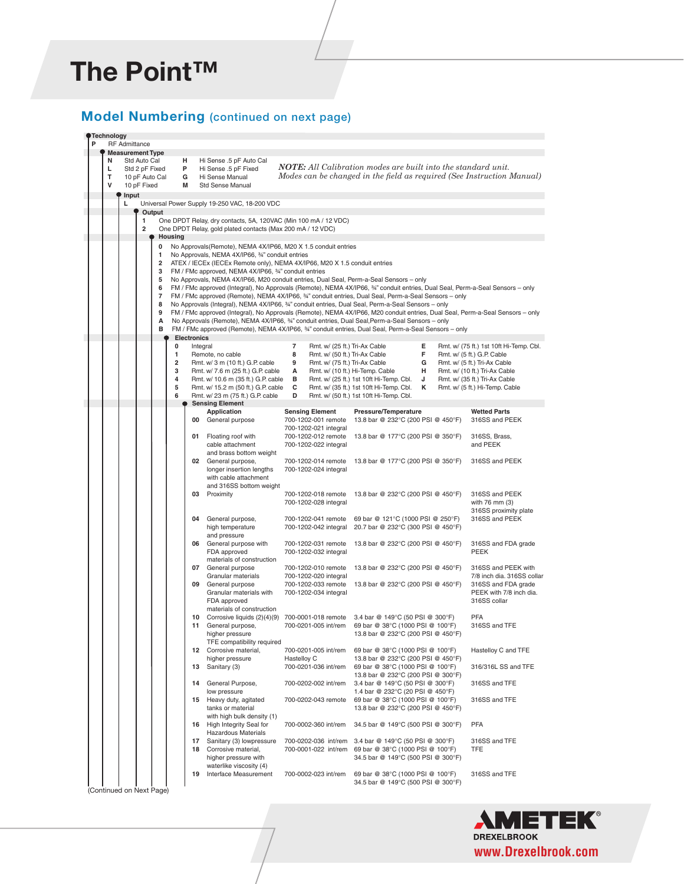# The Point™

## Model Numbering (continued on next page)

**Technology**

| Code | Description |
|---|---|
| P | RF Admittance |

**Measurement Type**

| Code | Description | Code | Description |
|---|---|---|---|
| N | Std Auto Cal | H | Hi Sense .5 pF Auto Cal |
| L | Std 2 pF Fixed | P | Hi Sense .5 pF Fixed |
| T | 10 pF Auto Cal | G | Hi Sense Manual |
| V | 10 pF Fixed | M | Std Sense Manual |

*NOTE: All Calibration modes are built into the standard unit. Modes can be changed in the field as required (See Instruction Manual)*

**Input**

| Code | Description |
|---|---|
| L | Universal Power Supply 19-250 VAC, 18-200 VDC |

**Output**

| Code | Description |
|---|---|
| 1 | One DPDT Relay, dry contacts, 5A, 120VAC (Min 100 mA / 12 VDC) |
| 2 | One DPDT Relay, gold plated contacts (Max 200 mA / 12 VDC) |

**Housing**

| Code | Description |
|---|---|
| 0 | No Approvals(Remote), NEMA 4X/IP66, M20 X 1.5 conduit entries |
| 1 | No Approvals, NEMA 4X/IP66, ¾" conduit entries |
| 2 | ATEX / IECEx (IECEx Remote only), NEMA 4X/IP66, M20 X 1.5 conduit entries |
| 3 | FM / FMc approved, NEMA 4X/IP66, ¾" conduit entries |
| 5 | No Approvals, NEMA 4X/IP66, M20 conduit entries, Dual Seal, Perm-a-Seal Sensors – only |
| 6 | FM / FMc approved (Integral), No Approvals (Remote), NEMA 4X/IP66, ¾" conduit entries, Dual Seal, Perm-a-Seal Sensors – only |
| 7 | FM / FMc approved (Remote), NEMA 4X/IP66, ¾" conduit entries, Dual Seal, Perm-a-Seal Sensors – only |
| 8 | No Approvals (Integral), NEMA 4X/IP66, ¾" conduit entries, Dual Seal, Perm-a-Seal Sensors – only |
| 9 | FM / FMc approved (Integral), No Approvals (Remote), NEMA 4X/IP66, M20 conduit entries, Dual Seal, Perm-a-Seal Sensors – only |
| A | No Approvals (Remote), NEMA 4X/IP66, ¾" conduit entries, Dual Seal,Perm-a-Seal Sensors – only |
| B | FM / FMc approved (Remote), NEMA 4X/IP66, ¾" conduit entries, Dual Seal, Perm-a-Seal Sensors – only |

**Electronics**

| Code | Description | Code | Description | Code | Description |
|---|---|---|---|---|---|
| 0 | Integral | 7 | Rmt. w/ (25 ft.) Tri-Ax Cable | E | Rmt. w/ (75 ft.) 1st 10ft Hi-Temp. Cbl. |
| 1 | Remote, no cable | 8 | Rmt. w/ (50 ft.) Tri-Ax Cable | F | Rmt. w/ (5 ft.) G.P. Cable |
| 2 | Rmt. w/ 3 m (10 ft.) G.P. cable | 9 | Rmt. w/ (75 ft.) Tri-Ax Cable | G | Rmt. w/ (5 ft.) Tri-Ax Cable |
| 3 | Rmt. w/ 7.6 m (25 ft.) G.P. cable | A | Rmt. w/ (10 ft.) Hi-Temp. Cable | H | Rmt. w/ (10 ft.) Tri-Ax Cable |
| 4 | Rmt. w/ 10.6 m (35 ft.) G.P. cable | B | Rmt. w/ (25 ft.) 1st 10ft Hi-Temp. Cbl. | J | Rmt. w/ (35 ft.) Tri-Ax Cable |
| 5 | Rmt. w/ 15.2 m (50 ft.) G.P. cable | C | Rmt. w/ (35 ft.) 1st 10ft Hi-Temp. Cbl. | K | Rmt. w/ (5 ft.) Hi-Temp. Cable |
| 6 | Rmt. w/ 23 m (75 ft.) G.P. cable | D | Rmt. w/ (50 ft.) 1st 10ft Hi-Temp. Cbl. | | |

**Sensing Element**

| Code | Application | Sensing Element | Pressure/Temperature | Wetted Parts |
|---|---|---|---|---|
| 00 | General purpose | 700-1202-001 remote<br>700-1202-021 integral | 13.8 bar @ 232°C (200 PSI @ 450°F) | 316SS and PEEK |
| 01 | Floating roof with cable attachment and brass bottom weight | 700-1202-012 remote<br>700-1202-022 integral | 13.8 bar @ 177°C (200 PSI @ 350°F) | 316SS, Brass, and PEEK |
| 02 | General purpose, longer insertion lengths with cable attachment and 316SS bottom weight | 700-1202-014 remote<br>700-1202-024 integral | 13.8 bar @ 177°C (200 PSI @ 350°F) | 316SS and PEEK |
| 03 | Proximity | 700-1202-018 remote<br>700-1202-028 integral | 13.8 bar @ 232°C (200 PSI @ 450°F) | 316SS and PEEK with 76 mm (3) 316SS proximity plate |
| 04 | General purpose, high temperature and pressure | 700-1202-041 remote<br>700-1202-042 integral | 69 bar @ 121°C (1000 PSI @ 250°F)<br>20.7 bar @ 232°C (300 PSI @ 450°F) | 316SS and PEEK |
| 06 | General purpose with FDA approved materials of construction | 700-1202-031 remote<br>700-1202-032 integral | 13.8 bar @ 232°C (200 PSI @ 450°F) | 316SS and FDA grade PEEK |
| 07 | General purpose Granular materials | 700-1202-010 remote<br>700-1202-020 integral | 13.8 bar @ 232°C (200 PSI @ 450°F) | 316SS and PEEK with 7/8 inch dia. 316SS collar |
| 09 | General purpose Granular materials with FDA approved materials of construction | 700-1202-033 remote<br>700-1202-034 integral | 13.8 bar @ 232°C (200 PSI @ 450°F) | 316SS and FDA grade PEEK with 7/8 inch dia. 316SS collar |
| 10 | Corrosive liquids (2)(4)(9) | 700-0001-018 remote | 3.4 bar @ 149°C (50 PSI @ 300°F) | PFA |
| 11 | General purpose, higher pressure TFE compatibility required | 700-0201-005 int/rem | 69 bar @ 38°C (1000 PSI @ 100°F)<br>13.8 bar @ 232°C (200 PSI @ 450°F) | 316SS and TFE |
| 12 | Corrosive material, higher pressure | 700-0201-005 int/rem Hastelloy C | 69 bar @ 38°C (1000 PSI @ 100°F)<br>13.8 bar @ 232°C (200 PSI @ 450°F) | Hastelloy C and TFE |
| 13 | Sanitary (3) | 700-0201-036 int/rem | 69 bar @ 38°C (1000 PSI @ 100°F)<br>13.8 bar @ 232°C (200 PSI @ 300°F) | 316/316L SS and TFE |
| 14 | General Purpose, low pressure | 700-0202-002 int/rem | 3.4 bar @ 149°C (50 PSI @ 300°F)<br>1.4 bar @ 232°C (20 PSI @ 450°F) | 316SS and TFE |
| 15 | Heavy duty, agitated tanks or material with high bulk density (1) | 700-0202-043 remote | 69 bar @ 38°C (1000 PSI @ 100°F)<br>13.8 bar @ 232°C (200 PSI @ 450°F) | 316SS and TFE |
| 16 | High Integrity Seal for Hazardous Materials | 700-0002-360 int/rem | 34.5 bar @ 149°C (500 PSI @ 300°F) | PFA |
| 17 | Sanitary (3) lowpressure | 700-0202-036 int/rem | 3.4 bar @ 149°C (50 PSI @ 300°F) | 316SS and TFE |
| 18 | Corrosive material, higher pressure with waterlike viscosity (4) | 700-0001-022 int/rem | 69 bar @ 38°C (1000 PSI @ 100°F)<br>34.5 bar @ 149°C (500 PSI @ 300°F) | TFE |
| 19 | Interface Measurement | 700-0002-023 int/rem | 69 bar @ 38°C (1000 PSI @ 100°F)<br>34.5 bar @ 149°C (500 PSI @ 300°F) | 316SS and TFE |

(Continued on Next Page)

AMETEK® DREXELBROOK
www.Drexelbrook.com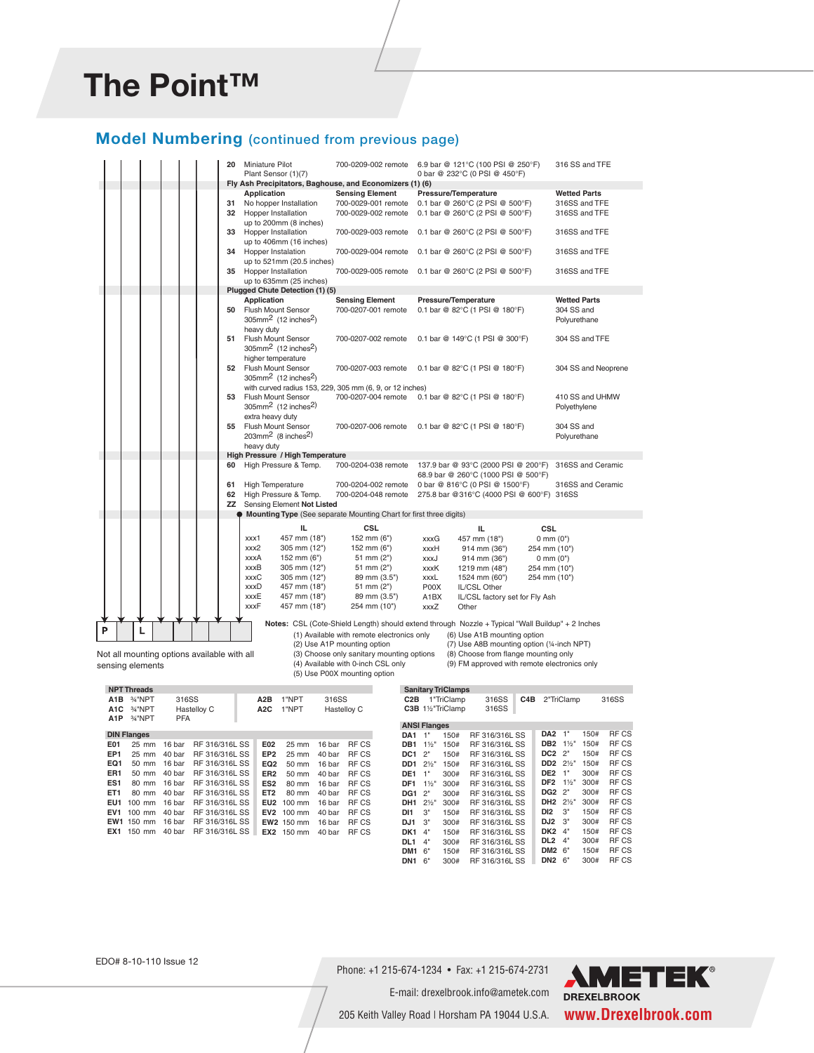# The Point™

## Model Numbering (continued from previous page)

| | | | | |
|---|---|---|---|---|
| **20** | Miniature Pilot Plant Sensor (1)(7) | 700-0209-002 remote | 6.9 bar @ 121°C (100 PSI @ 250°F) 0 bar @ 232°C (0 PSI @ 450°F) | 316 SS and TFE |

**Fly Ash Precipitators, Baghouse, and Economizers (1) (6)**

| | Application | Sensing Element | Pressure/Temperature | Wetted Parts |
|---|---|---|---|---|
| **31** | No hopper Installation | 700-0029-001 remote | 0.1 bar @ 260°C (2 PSI @ 500°F) | 316SS and TFE |
| **32** | Hopper Installation up to 200mm (8 inches) | 700-0029-002 remote | 0.1 bar @ 260°C (2 PSI @ 500°F) | 316SS and TFE |
| **33** | Hopper Installation up to 406mm (16 inches) | 700-0029-003 remote | 0.1 bar @ 260°C (2 PSI @ 500°F) | 316SS and TFE |
| **34** | Hopper Instalation up to 521mm (20.5 inches) | 700-0029-004 remote | 0.1 bar @ 260°C (2 PSI @ 500°F) | 316SS and TFE |
| **35** | Hopper Installation up to 635mm (25 inches) | 700-0029-005 remote | 0.1 bar @ 260°C (2 PSI @ 500°F) | 316SS and TFE |

**Plugged Chute Detection (1) (5)**

| | Application | Sensing Element | Pressure/Temperature | Wetted Parts |
|---|---|---|---|---|
| **50** | Flush Mount Sensor 305mm$^2$ (12 inches$^2$) heavy duty | 700-0207-001 remote | 0.1 bar @ 82°C (1 PSI @ 180°F) | 304 SS and Polyurethane |
| **51** | Flush Mount Sensor 305mm$^2$ (12 inches$^2$) higher temperature | 700-0207-002 remote | 0.1 bar @ 149°C (1 PSI @ 300°F) | 304 SS and TFE |
| **52** | Flush Mount Sensor 305mm$^2$ (12 inches$^2$) with curved radius 153, 229, 305 mm (6, 9, or 12 inches) | 700-0207-003 remote | 0.1 bar @ 82°C (1 PSI @ 180°F) | 304 SS and Neoprene |
| **53** | Flush Mount Sensor 305mm$^2$ (12 inches$^2$) extra heavy duty | 700-0207-004 remote | 0.1 bar @ 82°C (1 PSI @ 180°F) | 410 SS and UHMW Polyethylene |
| **55** | Flush Mount Sensor 203mm$^2$ (8 inches$^2$) heavy duty | 700-0207-006 remote | 0.1 bar @ 82°C (1 PSI @ 180°F) | 304 SS and Polyurethane |

**High Pressure / High Temperature**

| | | | | |
|---|---|---|---|---|
| **60** | High Pressure & Temp. | 700-0204-038 remote | 137.9 bar @ 93°C (2000 PSI @ 200°F) 68.9 bar @ 260°C (1000 PSI @ 500°F) | 316SS and Ceramic |
| **61** | High Temperature | 700-0204-002 remote | 0 bar @ 816°C (0 PSI @ 1500°F) | 316SS and Ceramic |
| **62** | High Pressure & Temp. | 700-0204-048 remote | 275.8 bar @316°C (4000 PSI @ 600°F) | 316SS |
| **ZZ** | Sensing Element Not Listed | | | |

● **Mounting Type** (See separate Mounting Chart for first three digits)

| | IL | CSL | | IL | CSL |
|---|---|---|---|---|---|
| xxx1 | 457 mm (18") | 152 mm (6") | xxxG | 457 mm (18") | 0 mm (0") |
| xxx2 | 305 mm (12") | 152 mm (6") | xxxH | 914 mm (36") | 254 mm (10") |
| xxxA | 152 mm (6") | 51 mm (2") | xxxJ | 914 mm (36") | 0 mm (0") |
| xxxB | 305 mm (12") | 51 mm (2") | xxxK | 1219 mm (48") | 254 mm (10") |
| xxxC | 305 mm (12") | 89 mm (3.5") | xxxL | 1524 mm (60") | 254 mm (10") |
| xxxD | 457 mm (18") | 51 mm (2") | P00X | IL/CSL Other | |
| xxxE | 457 mm (18") | 89 mm (3.5") | A1BX | IL/CSL factory set for Fly Ash | |
| xxxF | 457 mm (18") | 254 mm (10") | xxxZ | Other | |

P L

Not all mounting options available with all sensing elements

**Notes:** CSL (Cote-Shield Length) should extend through Nozzle + Typical "Wall Buildup" + 2 Inches

(1) Available with remote electronics only
(2) Use A1P mounting option
(3) Choose only sanitary mounting options
(4) Available with 0-inch CSL only
(5) Use P00X mounting option
(6) Use A1B mounting option
(7) Use A8B mounting option (¼-inch NPT)
(8) Choose from flange mounting only
(9) FM approved with remote electronics only

**NPT Threads**

| | | | | | |
|---|---|---|---|---|---|
| **A1B** | ¾"NPT | 316SS | **A2B** | 1"NPT | 316SS |
| **A1C** | ¾"NPT | Hastelloy C | **A2C** | 1"NPT | Hastelloy C |
| **A1P** | ¾"NPT | PFA | | | |

**DIN Flanges**

| | | | | | | | |
|---|---|---|---|---|---|---|---|
| **E01** | 25 mm | 16 bar | RF 316/316L SS | **E02** | 25 mm | 16 bar | RF CS |
| **EP1** | 25 mm | 40 bar | RF 316/316L SS | **EP2** | 25 mm | 40 bar | RF CS |
| **EQ1** | 50 mm | 16 bar | RF 316/316L SS | **EQ2** | 50 mm | 16 bar | RF CS |
| **ER1** | 50 mm | 40 bar | RF 316/316L SS | **ER2** | 50 mm | 40 bar | RF CS |
| **ES1** | 80 mm | 16 bar | RF 316/316L SS | **ES2** | 80 mm | 16 bar | RF CS |
| **ET1** | 80 mm | 40 bar | RF 316/316L SS | **ET2** | 80 mm | 40 bar | RF CS |
| **EU1** | 100 mm | 16 bar | RF 316/316L SS | **EU2** | 100 mm | 16 bar | RF CS |
| **EV1** | 100 mm | 40 bar | RF 316/316L SS | **EV2** | 100 mm | 40 bar | RF CS |
| **EW1** | 150 mm | 16 bar | RF 316/316L SS | **EW2** | 150 mm | 16 bar | RF CS |
| **EX1** | 150 mm | 40 bar | RF 316/316L SS | **EX2** | 150 mm | 40 bar | RF CS |

**Sanitary TriClamps**

| | | | | | |
|---|---|---|---|---|---|
| **C2B** | 1"TriClamp | 316SS | **C4B** | 2"TriClamp | 316SS |
| **C3B** | 1½"TriClamp | 316SS | | | |

**ANSI Flanges**

| | | | | | | | |
|---|---|---|---|---|---|---|---|
| **DA1** | 1" | 150# | RF 316/316L SS | **DA2** | 1" | 150# | RF CS |
| **DB1** | 1½" | 150# | RF 316/316L SS | **DB2** | 1½" | 150# | RF CS |
| **DC1** | 2" | 150# | RF 316/316L SS | **DC2** | 2" | 150# | RF CS |
| **DD1** | 2½" | 150# | RF 316/316L SS | **DD2** | 2½" | 150# | RF CS |
| **DE1** | 1" | 300# | RF 316/316L SS | **DE2** | 1" | 300# | RF CS |
| **DF1** | 1½" | 300# | RF 316/316L SS | **DF2** | 1½" | 300# | RF CS |
| **DG1** | 2" | 300# | RF 316/316L SS | **DG2** | 2" | 300# | RF CS |
| **DH1** | 2½" | 300# | RF 316/316L SS | **DH2** | 2½" | 300# | RF CS |
| **DI1** | 3" | 150# | RF 316/316L SS | **DI2** | 3" | 150# | RF CS |
| **DJ1** | 3" | 300# | RF 316/316L SS | **DJ2** | 3" | 300# | RF CS |
| **DK1** | 4" | 150# | RF 316/316L SS | **DK2** | 4" | 150# | RF CS |
| **DL1** | 4" | 300# | RF 316/316L SS | **DL2** | 4" | 300# | RF CS |
| **DM1** | 6" | 150# | RF 316/316L SS | **DM2** | 6" | 150# | RF CS |
| **DN1** | 6" | 300# | RF 316/316L SS | **DN2** | 6" | 300# | RF CS |

EDO# 8-10-110 Issue 12

Phone: +1 215-674-1234 • Fax: +1 215-674-2731
E-mail: drexelbrook.info@ametek.com
205 Keith Valley Road | Horsham PA 19044 U.S.A.

AMETEK® DREXELBROOK
www.Drexelbrook.com